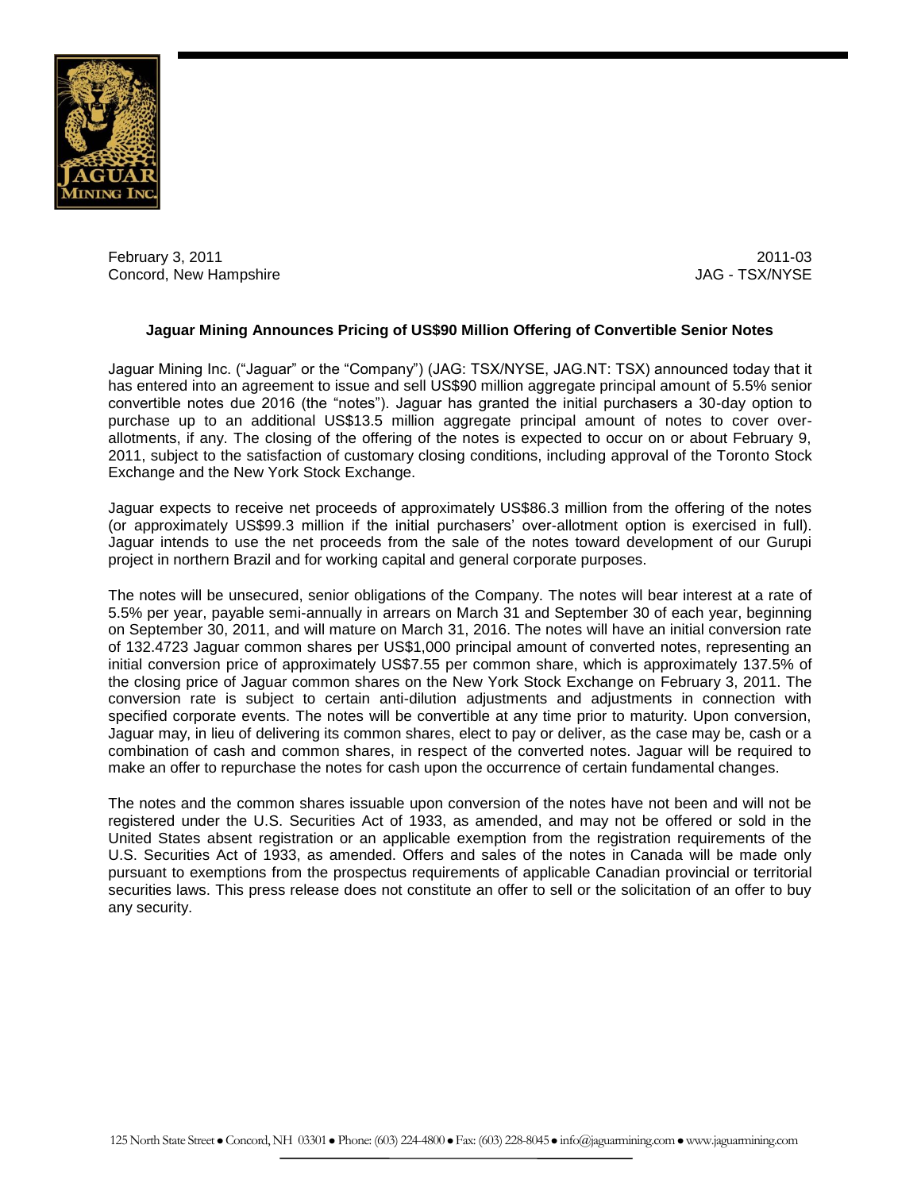February 3, 2011
Concord, New Hampshire

2011-03
JAG - TSX/NYSE

**Jaguar Mining Announces Pricing of US$90 Million Offering of Convertible Senior Notes**

Jaguar Mining Inc. ("Jaguar" or the "Company") (JAG: TSX/NYSE, JAG.NT: TSX) announced today that it has entered into an agreement to issue and sell US$90 million aggregate principal amount of 5.5% senior convertible notes due 2016 (the "notes"). Jaguar has granted the initial purchasers a 30-day option to purchase up to an additional US$13.5 million aggregate principal amount of notes to cover over-allotments, if any. The closing of the offering of the notes is expected to occur on or about February 9, 2011, subject to the satisfaction of customary closing conditions, including approval of the Toronto Stock Exchange and the New York Stock Exchange.

Jaguar expects to receive net proceeds of approximately US$86.3 million from the offering of the notes (or approximately US$99.3 million if the initial purchasers' over-allotment option is exercised in full). Jaguar intends to use the net proceeds from the sale of the notes toward development of our Gurupi project in northern Brazil and for working capital and general corporate purposes.

The notes will be unsecured, senior obligations of the Company. The notes will bear interest at a rate of 5.5% per year, payable semi-annually in arrears on March 31 and September 30 of each year, beginning on September 30, 2011, and will mature on March 31, 2016. The notes will have an initial conversion rate of 132.4723 Jaguar common shares per US$1,000 principal amount of converted notes, representing an initial conversion price of approximately US$7.55 per common share, which is approximately 137.5% of the closing price of Jaguar common shares on the New York Stock Exchange on February 3, 2011. The conversion rate is subject to certain anti-dilution adjustments and adjustments in connection with specified corporate events. The notes will be convertible at any time prior to maturity. Upon conversion, Jaguar may, in lieu of delivering its common shares, elect to pay or deliver, as the case may be, cash or a combination of cash and common shares, in respect of the converted notes. Jaguar will be required to make an offer to repurchase the notes for cash upon the occurrence of certain fundamental changes.

The notes and the common shares issuable upon conversion of the notes have not been and will not be registered under the U.S. Securities Act of 1933, as amended, and may not be offered or sold in the United States absent registration or an applicable exemption from the registration requirements of the U.S. Securities Act of 1933, as amended. Offers and sales of the notes in Canada will be made only pursuant to exemptions from the prospectus requirements of applicable Canadian provincial or territorial securities laws. This press release does not constitute an offer to sell or the solicitation of an offer to buy any security.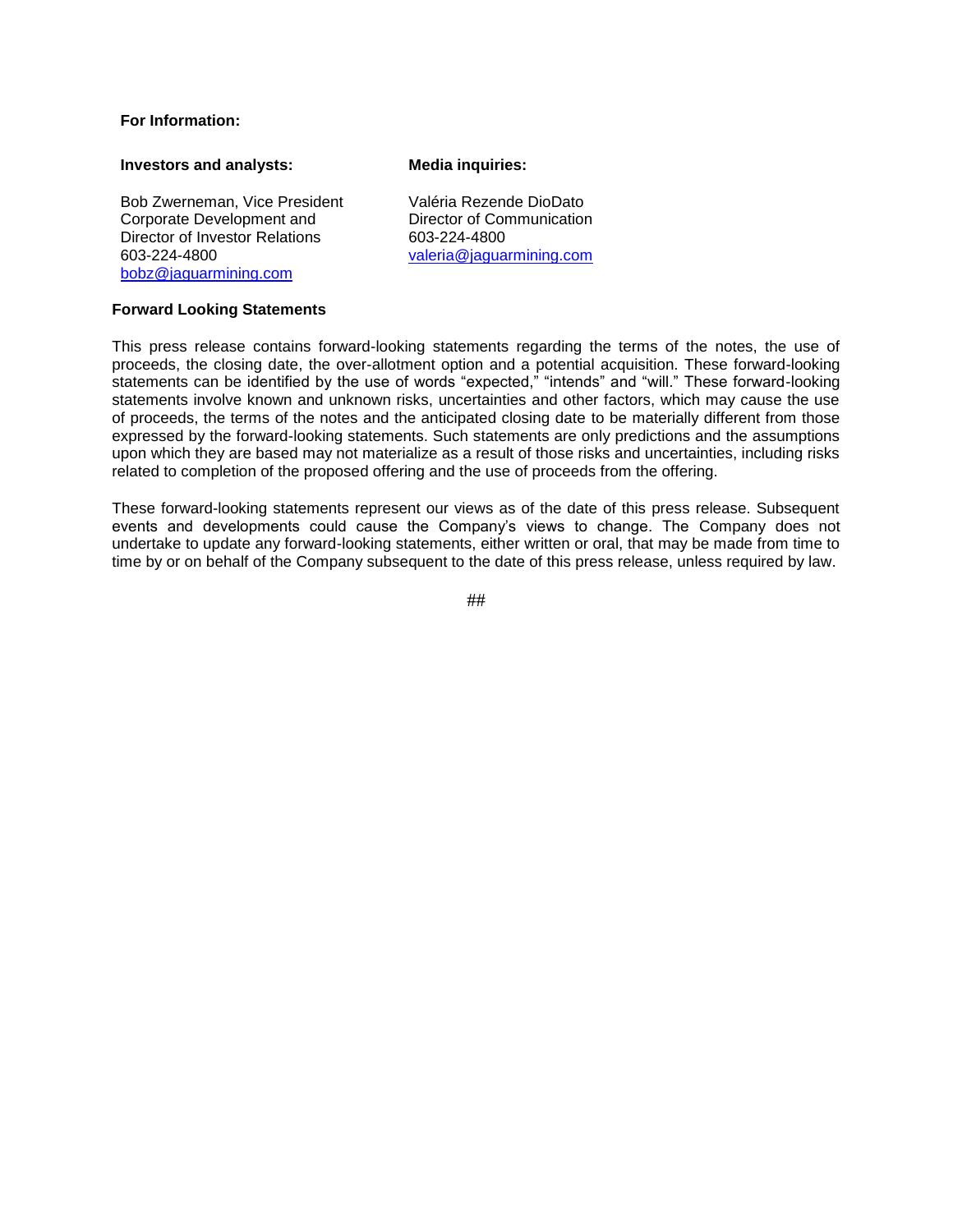**For Information:**

**Investors and analysts:**

Bob Zwerneman, Vice President
Corporate Development and
Director of Investor Relations
603-224-4800
bobz@jaguarmining.com

**Media inquiries:**

Valéria Rezende DioDato
Director of Communication
603-224-4800
valeria@jaguarmining.com

**Forward Looking Statements**

This press release contains forward-looking statements regarding the terms of the notes, the use of proceeds, the closing date, the over-allotment option and a potential acquisition. These forward-looking statements can be identified by the use of words "expected," "intends" and "will." These forward-looking statements involve known and unknown risks, uncertainties and other factors, which may cause the use of proceeds, the terms of the notes and the anticipated closing date to be materially different from those expressed by the forward-looking statements. Such statements are only predictions and the assumptions upon which they are based may not materialize as a result of those risks and uncertainties, including risks related to completion of the proposed offering and the use of proceeds from the offering.

These forward-looking statements represent our views as of the date of this press release. Subsequent events and developments could cause the Company's views to change. The Company does not undertake to update any forward-looking statements, either written or oral, that may be made from time to time by or on behalf of the Company subsequent to the date of this press release, unless required by law.

##